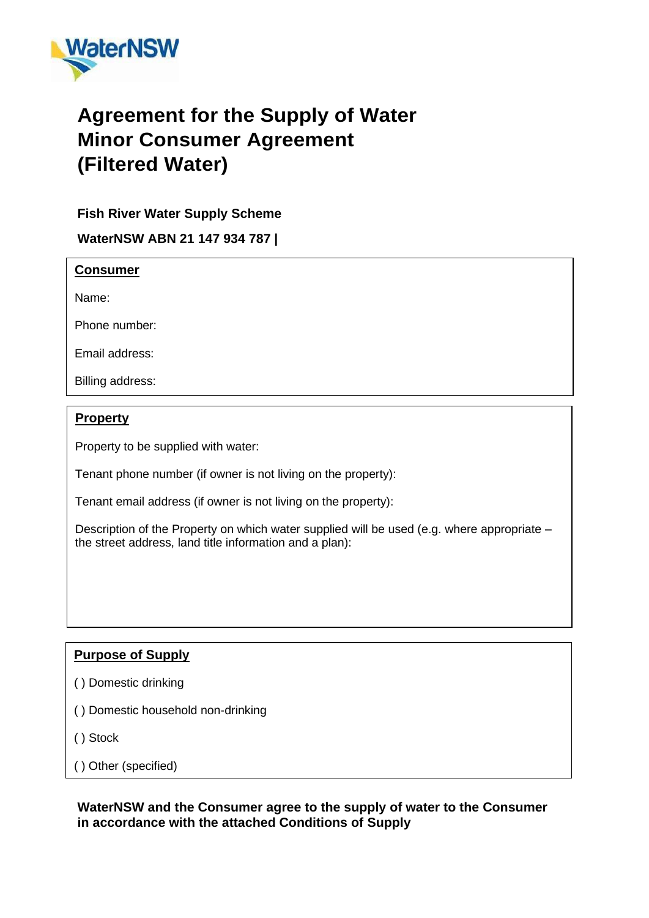# Agreement for the Supply of Water Minor Consumer Agreement (Filtered Water)

**Fish River Water Supply Scheme**

**WaterNSW ABN 21 147 934 787 |**

## Consumer

Name:

Phone number:

Email address:

Billing address:

## Property

Property to be supplied with water:

Tenant phone number (if owner is not living on the property):

Tenant email address (if owner is not living on the property):

Description of the Property on which water supplied will be used (e.g. where appropriate – the street address, land title information and a plan):

## Purpose of Supply

( ) Domestic drinking

( ) Domestic household non-drinking

( ) Stock

( ) Other (specified)

**WaterNSW and the Consumer agree to the supply of water to the Consumer in accordance with the attached Conditions of Supply**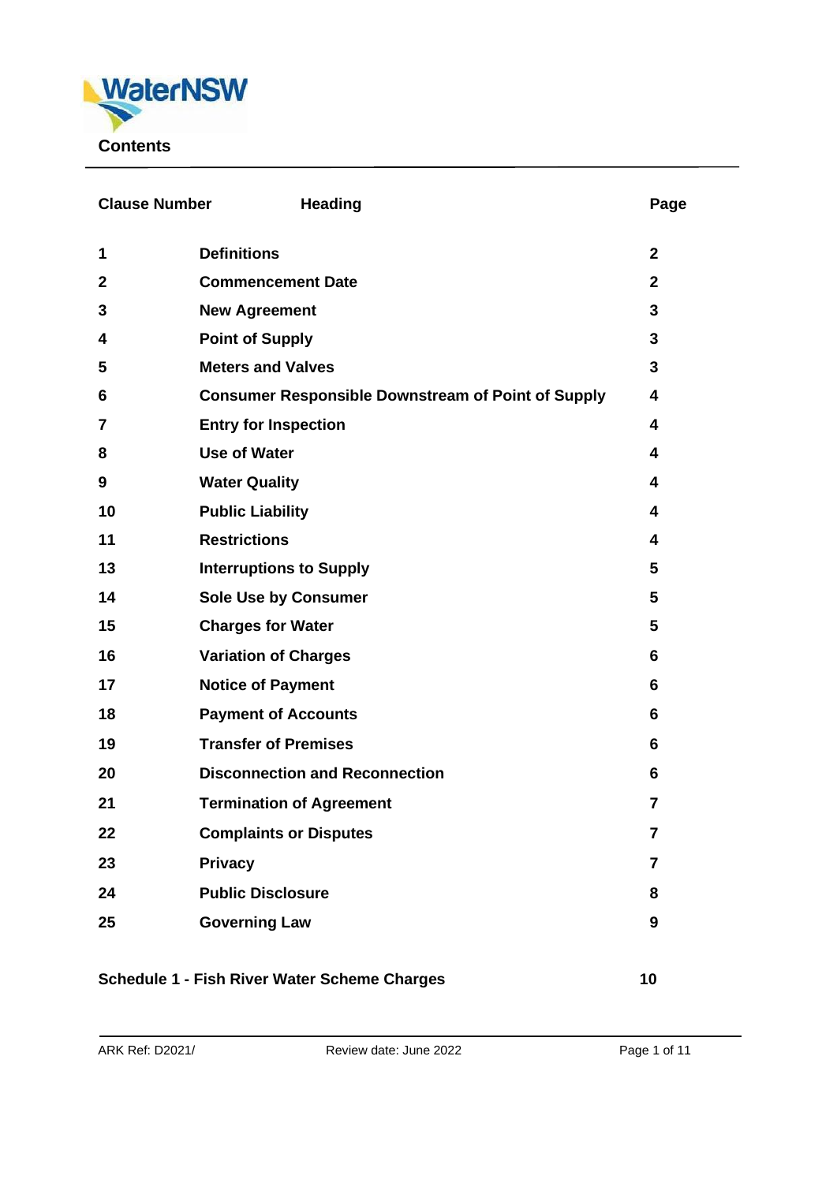# Contents

| Clause Number | Heading | Page |
|---|---|---|
| 1 | Definitions | 2 |
| 2 | Commencement Date | 2 |
| 3 | New Agreement | 3 |
| 4 | Point of Supply | 3 |
| 5 | Meters and Valves | 3 |
| 6 | Consumer Responsible Downstream of Point of Supply | 4 |
| 7 | Entry for Inspection | 4 |
| 8 | Use of Water | 4 |
| 9 | Water Quality | 4 |
| 10 | Public Liability | 4 |
| 11 | Restrictions | 4 |
| 13 | Interruptions to Supply | 5 |
| 14 | Sole Use by Consumer | 5 |
| 15 | Charges for Water | 5 |
| 16 | Variation of Charges | 6 |
| 17 | Notice of Payment | 6 |
| 18 | Payment of Accounts | 6 |
| 19 | Transfer of Premises | 6 |
| 20 | Disconnection and Reconnection | 6 |
| 21 | Termination of Agreement | 7 |
| 22 | Complaints or Disputes | 7 |
| 23 | Privacy | 7 |
| 24 | Public Disclosure | 8 |
| 25 | Governing Law | 9 |

**Schedule 1 - Fish River Water Scheme Charges** **10**

ARK Ref: D2021/ Review date: June 2022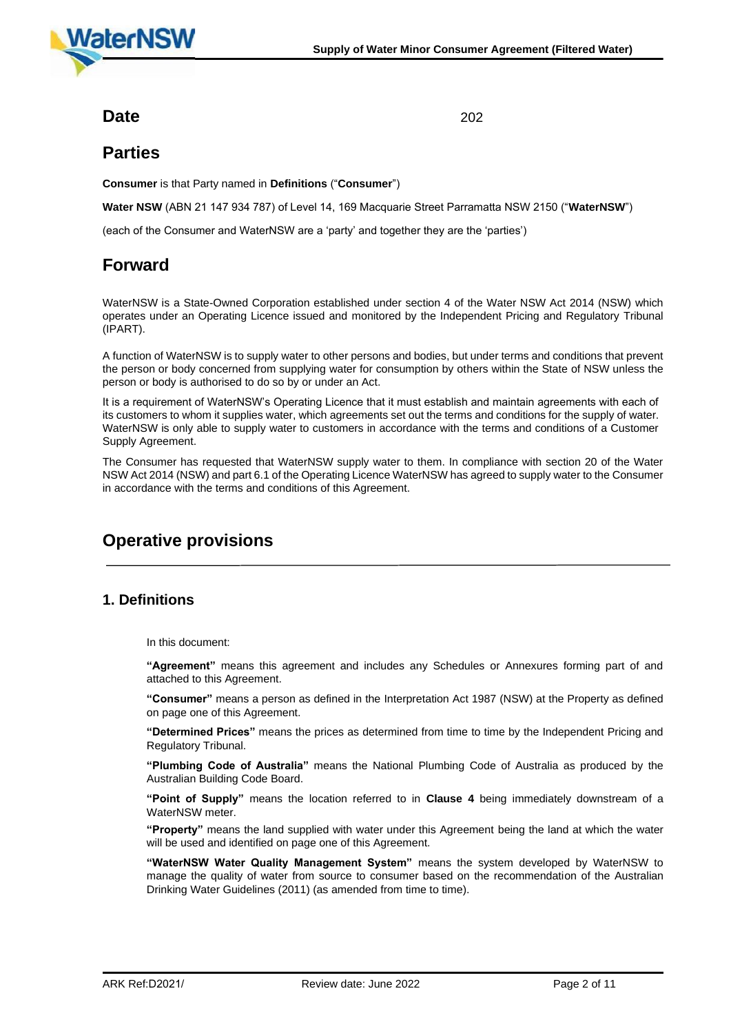## Date

202

## Parties

**Consumer** is that Party named in **Definitions** ("**Consumer**")

**Water NSW** (ABN 21 147 934 787) of Level 14, 169 Macquarie Street Parramatta NSW 2150 ("**WaterNSW**")

(each of the Consumer and WaterNSW are a 'party' and together they are the 'parties')

## Forward

WaterNSW is a State-Owned Corporation established under section 4 of the Water NSW Act 2014 (NSW) which operates under an Operating Licence issued and monitored by the Independent Pricing and Regulatory Tribunal (IPART).

A function of WaterNSW is to supply water to other persons and bodies, but under terms and conditions that prevent the person or body concerned from supplying water for consumption by others within the State of NSW unless the person or body is authorised to do so by or under an Act.

It is a requirement of WaterNSW's Operating Licence that it must establish and maintain agreements with each of its customers to whom it supplies water, which agreements set out the terms and conditions for the supply of water. WaterNSW is only able to supply water to customers in accordance with the terms and conditions of a Customer Supply Agreement.

The Consumer has requested that WaterNSW supply water to them. In compliance with section 20 of the Water NSW Act 2014 (NSW) and part 6.1 of the Operating Licence WaterNSW has agreed to supply water to the Consumer in accordance with the terms and conditions of this Agreement.

## Operative provisions

### 1. Definitions

In this document:

**"Agreement"** means this agreement and includes any Schedules or Annexures forming part of and attached to this Agreement.

**"Consumer"** means a person as defined in the Interpretation Act 1987 (NSW) at the Property as defined on page one of this Agreement.

**"Determined Prices"** means the prices as determined from time to time by the Independent Pricing and Regulatory Tribunal.

**"Plumbing Code of Australia"** means the National Plumbing Code of Australia as produced by the Australian Building Code Board.

**"Point of Supply"** means the location referred to in **Clause 4** being immediately downstream of a WaterNSW meter.

**"Property"** means the land supplied with water under this Agreement being the land at which the water will be used and identified on page one of this Agreement.

**"WaterNSW Water Quality Management System"** means the system developed by WaterNSW to manage the quality of water from source to consumer based on the recommendation of the Australian Drinking Water Guidelines (2011) (as amended from time to time).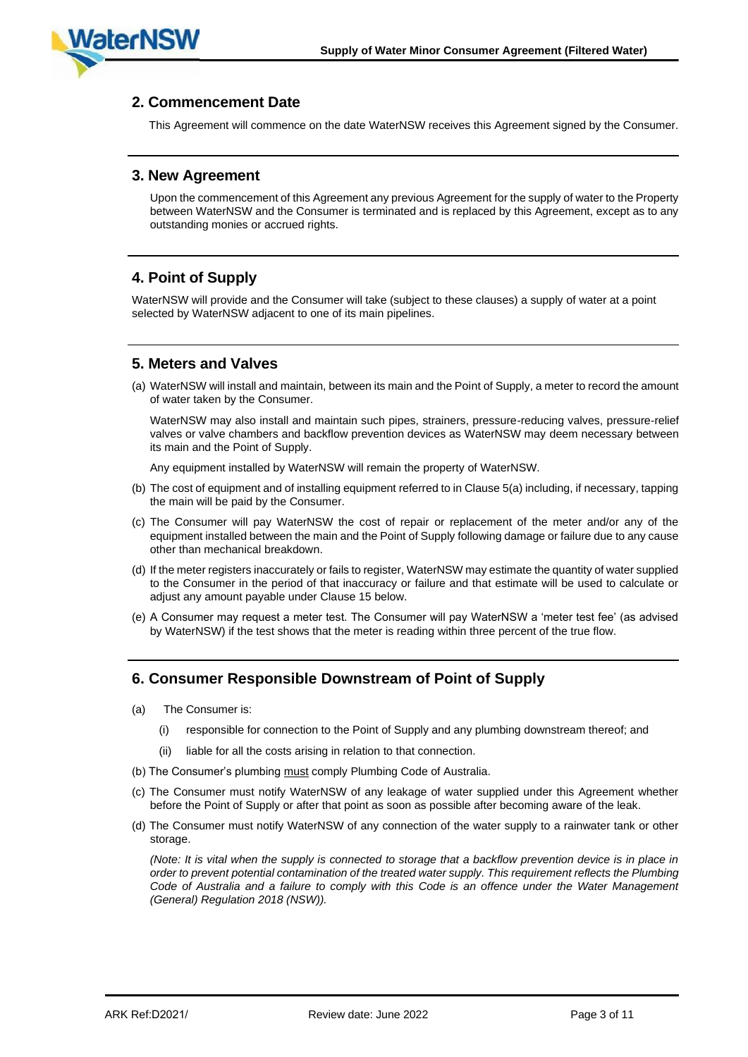## 2. Commencement Date

This Agreement will commence on the date WaterNSW receives this Agreement signed by the Consumer.

## 3. New Agreement

Upon the commencement of this Agreement any previous Agreement for the supply of water to the Property between WaterNSW and the Consumer is terminated and is replaced by this Agreement, except as to any outstanding monies or accrued rights.

## 4. Point of Supply

WaterNSW will provide and the Consumer will take (subject to these clauses) a supply of water at a point selected by WaterNSW adjacent to one of its main pipelines.

## 5. Meters and Valves

(a) WaterNSW will install and maintain, between its main and the Point of Supply, a meter to record the amount of water taken by the Consumer.

WaterNSW may also install and maintain such pipes, strainers, pressure-reducing valves, pressure-relief valves or valve chambers and backflow prevention devices as WaterNSW may deem necessary between its main and the Point of Supply.

Any equipment installed by WaterNSW will remain the property of WaterNSW.

(b) The cost of equipment and of installing equipment referred to in Clause 5(a) including, if necessary, tapping the main will be paid by the Consumer.

(c) The Consumer will pay WaterNSW the cost of repair or replacement of the meter and/or any of the equipment installed between the main and the Point of Supply following damage or failure due to any cause other than mechanical breakdown.

(d) If the meter registers inaccurately or fails to register, WaterNSW may estimate the quantity of water supplied to the Consumer in the period of that inaccuracy or failure and that estimate will be used to calculate or adjust any amount payable under Clause 15 below.

(e) A Consumer may request a meter test. The Consumer will pay WaterNSW a 'meter test fee' (as advised by WaterNSW) if the test shows that the meter is reading within three percent of the true flow.

## 6. Consumer Responsible Downstream of Point of Supply

(a) The Consumer is:

(i) responsible for connection to the Point of Supply and any plumbing downstream thereof; and

(ii) liable for all the costs arising in relation to that connection.

(b) The Consumer's plumbing <u>must</u> comply Plumbing Code of Australia.

(c) The Consumer must notify WaterNSW of any leakage of water supplied under this Agreement whether before the Point of Supply or after that point as soon as possible after becoming aware of the leak.

(d) The Consumer must notify WaterNSW of any connection of the water supply to a rainwater tank or other storage.

*(Note: It is vital when the supply is connected to storage that a backflow prevention device is in place in order to prevent potential contamination of the treated water supply. This requirement reflects the Plumbing Code of Australia and a failure to comply with this Code is an offence under the Water Management (General) Regulation 2018 (NSW)).*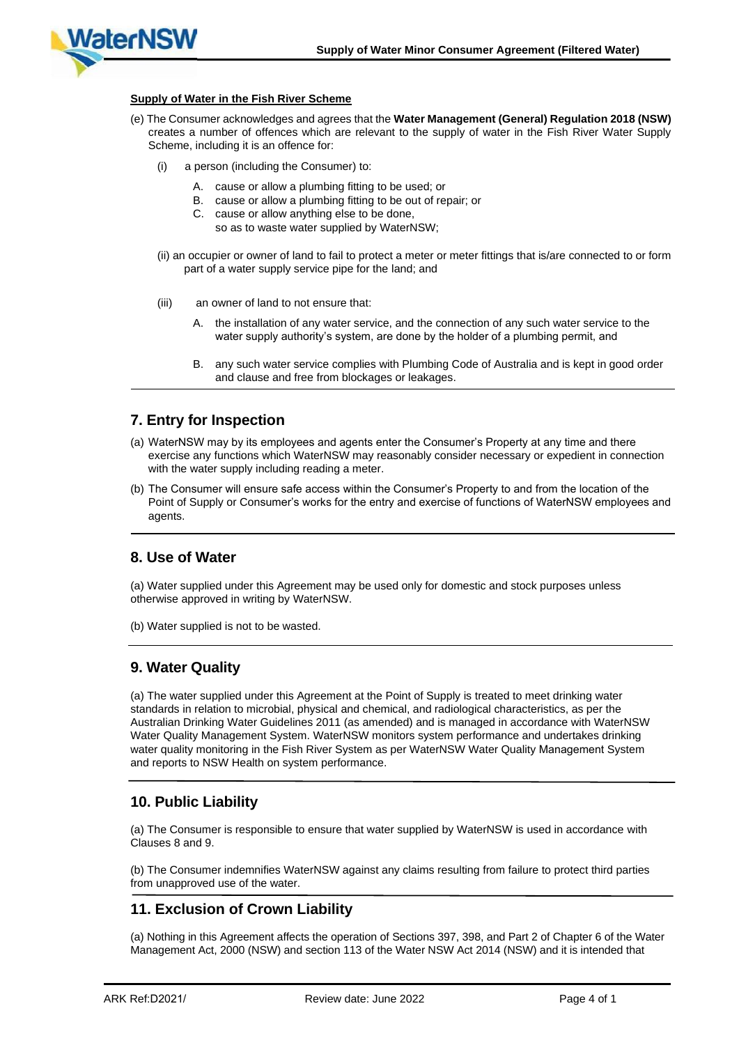**Supply of Water in the Fish River Scheme**

(e) The Consumer acknowledges and agrees that the **Water Management (General) Regulation 2018 (NSW)** creates a number of offences which are relevant to the supply of water in the Fish River Water Supply Scheme, including it is an offence for:

(i) a person (including the Consumer) to:

A. cause or allow a plumbing fitting to be used; or
B. cause or allow a plumbing fitting to be out of repair; or
C. cause or allow anything else to be done,
so as to waste water supplied by WaterNSW;

(ii) an occupier or owner of land to fail to protect a meter or meter fittings that is/are connected to or form part of a water supply service pipe for the land; and

(iii) an owner of land to not ensure that:

A. the installation of any water service, and the connection of any such water service to the water supply authority's system, are done by the holder of a plumbing permit, and

B. any such water service complies with Plumbing Code of Australia and is kept in good order and clause and free from blockages or leakages.

## 7. Entry for Inspection

(a) WaterNSW may by its employees and agents enter the Consumer's Property at any time and there exercise any functions which WaterNSW may reasonably consider necessary or expedient in connection with the water supply including reading a meter.

(b) The Consumer will ensure safe access within the Consumer's Property to and from the location of the Point of Supply or Consumer's works for the entry and exercise of functions of WaterNSW employees and agents.

## 8. Use of Water

(a) Water supplied under this Agreement may be used only for domestic and stock purposes unless otherwise approved in writing by WaterNSW.

(b) Water supplied is not to be wasted.

## 9. Water Quality

(a) The water supplied under this Agreement at the Point of Supply is treated to meet drinking water standards in relation to microbial, physical and chemical, and radiological characteristics, as per the Australian Drinking Water Guidelines 2011 (as amended) and is managed in accordance with WaterNSW Water Quality Management System. WaterNSW monitors system performance and undertakes drinking water quality monitoring in the Fish River System as per WaterNSW Water Quality Management System and reports to NSW Health on system performance.

## 10. Public Liability

(a) The Consumer is responsible to ensure that water supplied by WaterNSW is used in accordance with Clauses 8 and 9.

(b) The Consumer indemnifies WaterNSW against any claims resulting from failure to protect third parties from unapproved use of the water.

## 11. Exclusion of Crown Liability

(a) Nothing in this Agreement affects the operation of Sections 397, 398, and Part 2 of Chapter 6 of the Water Management Act, 2000 (NSW) and section 113 of the Water NSW Act 2014 (NSW) and it is intended that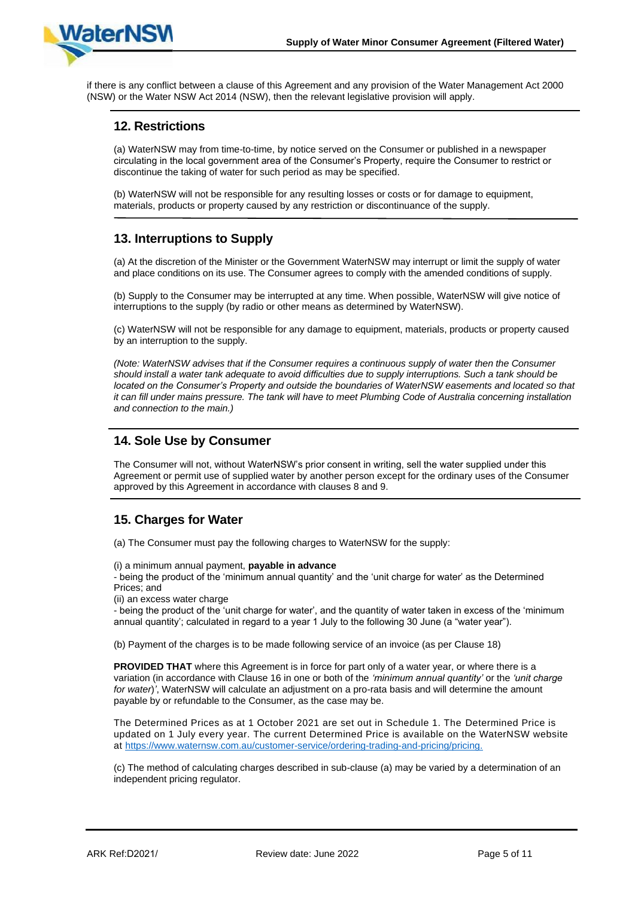if there is any conflict between a clause of this Agreement and any provision of the Water Management Act 2000 (NSW) or the Water NSW Act 2014 (NSW), then the relevant legislative provision will apply.

## 12. Restrictions

(a) WaterNSW may from time-to-time, by notice served on the Consumer or published in a newspaper circulating in the local government area of the Consumer's Property, require the Consumer to restrict or discontinue the taking of water for such period as may be specified.

(b) WaterNSW will not be responsible for any resulting losses or costs or for damage to equipment, materials, products or property caused by any restriction or discontinuance of the supply.

## 13. Interruptions to Supply

(a) At the discretion of the Minister or the Government WaterNSW may interrupt or limit the supply of water and place conditions on its use. The Consumer agrees to comply with the amended conditions of supply.

(b) Supply to the Consumer may be interrupted at any time. When possible, WaterNSW will give notice of interruptions to the supply (by radio or other means as determined by WaterNSW).

(c) WaterNSW will not be responsible for any damage to equipment, materials, products or property caused by an interruption to the supply.

*(Note: WaterNSW advises that if the Consumer requires a continuous supply of water then the Consumer should install a water tank adequate to avoid difficulties due to supply interruptions. Such a tank should be located on the Consumer's Property and outside the boundaries of WaterNSW easements and located so that it can fill under mains pressure. The tank will have to meet Plumbing Code of Australia concerning installation and connection to the main.)*

## 14. Sole Use by Consumer

The Consumer will not, without WaterNSW's prior consent in writing, sell the water supplied under this Agreement or permit use of supplied water by another person except for the ordinary uses of the Consumer approved by this Agreement in accordance with clauses 8 and 9.

## 15. Charges for Water

(a) The Consumer must pay the following charges to WaterNSW for the supply:

(i) a minimum annual payment, **payable in advance**
- being the product of the 'minimum annual quantity' and the 'unit charge for water' as the Determined Prices; and
(ii) an excess water charge
- being the product of the 'unit charge for water', and the quantity of water taken in excess of the 'minimum annual quantity'; calculated in regard to a year 1 July to the following 30 June (a "water year").

(b) Payment of the charges is to be made following service of an invoice (as per Clause 18)

**PROVIDED THAT** where this Agreement is in force for part only of a water year, or where there is a variation (in accordance with Clause 16 in one or both of the *'minimum annual quantity'* or the *'unit charge for water')'*, WaterNSW will calculate an adjustment on a pro-rata basis and will determine the amount payable by or refundable to the Consumer, as the case may be.

The Determined Prices as at 1 October 2021 are set out in Schedule 1. The Determined Price is updated on 1 July every year. The current Determined Price is available on the WaterNSW website at https://www.waternsw.com.au/customer-service/ordering-trading-and-pricing/pricing.

(c) The method of calculating charges described in sub-clause (a) may be varied by a determination of an independent pricing regulator.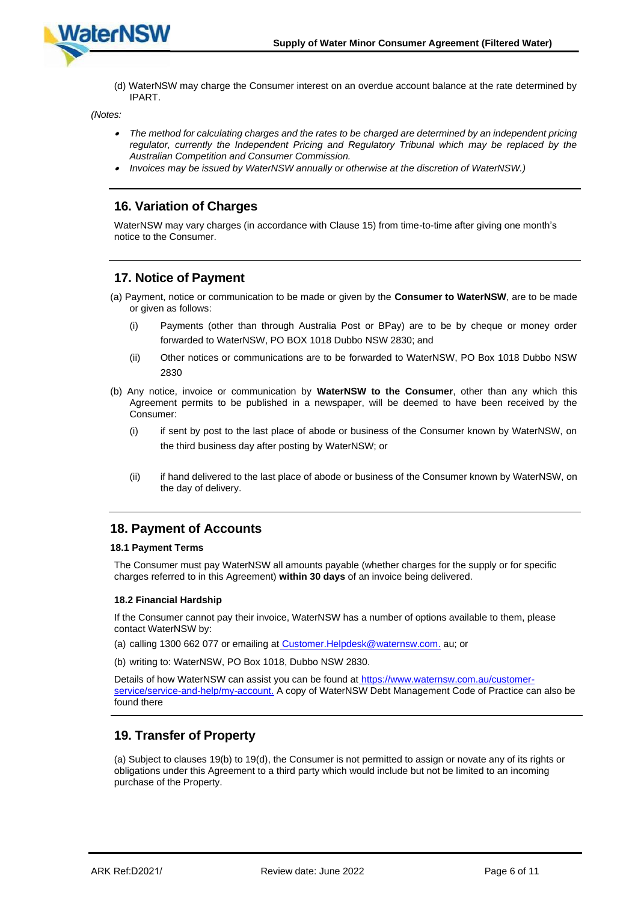(d) WaterNSW may charge the Consumer interest on an overdue account balance at the rate determined by IPART.

*(Notes:*

- *The method for calculating charges and the rates to be charged are determined by an independent pricing regulator, currently the Independent Pricing and Regulatory Tribunal which may be replaced by the Australian Competition and Consumer Commission.*
- *Invoices may be issued by WaterNSW annually or otherwise at the discretion of WaterNSW.)*

## 16. Variation of Charges

WaterNSW may vary charges (in accordance with Clause 15) from time-to-time after giving one month's notice to the Consumer.

## 17. Notice of Payment

(a) Payment, notice or communication to be made or given by the **Consumer to WaterNSW**, are to be made or given as follows:

(i) Payments (other than through Australia Post or BPay) are to be by cheque or money order forwarded to WaterNSW, PO BOX 1018 Dubbo NSW 2830; and

(ii) Other notices or communications are to be forwarded to WaterNSW, PO Box 1018 Dubbo NSW 2830

(b) Any notice, invoice or communication by **WaterNSW to the Consumer**, other than any which this Agreement permits to be published in a newspaper, will be deemed to have been received by the Consumer:

(i) if sent by post to the last place of abode or business of the Consumer known by WaterNSW, on the third business day after posting by WaterNSW; or

(ii) if hand delivered to the last place of abode or business of the Consumer known by WaterNSW, on the day of delivery.

## 18. Payment of Accounts

### 18.1 Payment Terms

The Consumer must pay WaterNSW all amounts payable (whether charges for the supply or for specific charges referred to in this Agreement) **within 30 days** of an invoice being delivered.

### 18.2 Financial Hardship

If the Consumer cannot pay their invoice, WaterNSW has a number of options available to them, please contact WaterNSW by:

(a) calling 1300 662 077 or emailing at Customer.Helpdesk@waternsw.com. au; or

(b) writing to: WaterNSW, PO Box 1018, Dubbo NSW 2830.

Details of how WaterNSW can assist you can be found at https://www.waternsw.com.au/customer-service/service-and-help/my-account. A copy of WaterNSW Debt Management Code of Practice can also be found there

## 19. Transfer of Property

(a) Subject to clauses 19(b) to 19(d), the Consumer is not permitted to assign or novate any of its rights or obligations under this Agreement to a third party which would include but not be limited to an incoming purchase of the Property.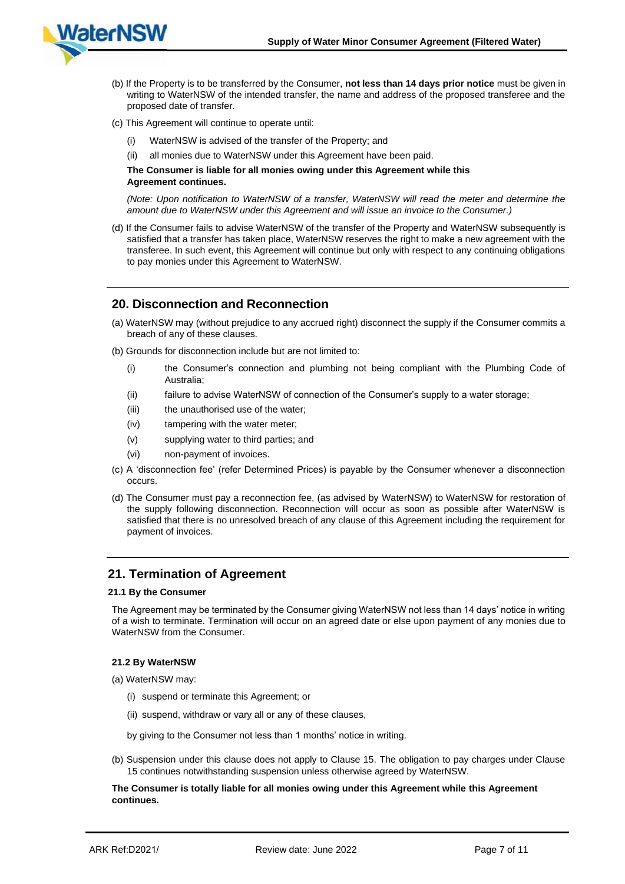(b) If the Property is to be transferred by the Consumer, **not less than 14 days prior notice** must be given in writing to WaterNSW of the intended transfer, the name and address of the proposed transferee and the proposed date of transfer.

(c) This Agreement will continue to operate until:

(i) WaterNSW is advised of the transfer of the Property; and

(ii) all monies due to WaterNSW under this Agreement have been paid.

**The Consumer is liable for all monies owing under this Agreement while this Agreement continues.**

*(Note: Upon notification to WaterNSW of a transfer, WaterNSW will read the meter and determine the amount due to WaterNSW under this Agreement and will issue an invoice to the Consumer.)*

(d) If the Consumer fails to advise WaterNSW of the transfer of the Property and WaterNSW subsequently is satisfied that a transfer has taken place, WaterNSW reserves the right to make a new agreement with the transferee. In such event, this Agreement will continue but only with respect to any continuing obligations to pay monies under this Agreement to WaterNSW.

## 20. Disconnection and Reconnection

(a) WaterNSW may (without prejudice to any accrued right) disconnect the supply if the Consumer commits a breach of any of these clauses.

(b) Grounds for disconnection include but are not limited to:

(i) the Consumer's connection and plumbing not being compliant with the Plumbing Code of Australia;

(ii) failure to advise WaterNSW of connection of the Consumer's supply to a water storage;

(iii) the unauthorised use of the water;

(iv) tampering with the water meter;

(v) supplying water to third parties; and

(vi) non-payment of invoices.

(c) A 'disconnection fee' (refer Determined Prices) is payable by the Consumer whenever a disconnection occurs.

(d) The Consumer must pay a reconnection fee, (as advised by WaterNSW) to WaterNSW for restoration of the supply following disconnection. Reconnection will occur as soon as possible after WaterNSW is satisfied that there is no unresolved breach of any clause of this Agreement including the requirement for payment of invoices.

## 21. Termination of Agreement

### 21.1 By the Consumer

The Agreement may be terminated by the Consumer giving WaterNSW not less than 14 days' notice in writing of a wish to terminate. Termination will occur on an agreed date or else upon payment of any monies due to WaterNSW from the Consumer.

### 21.2 By WaterNSW

(a) WaterNSW may:

(i) suspend or terminate this Agreement; or

(ii) suspend, withdraw or vary all or any of these clauses,

by giving to the Consumer not less than 1 months' notice in writing.

(b) Suspension under this clause does not apply to Clause 15. The obligation to pay charges under Clause 15 continues notwithstanding suspension unless otherwise agreed by WaterNSW.

**The Consumer is totally liable for all monies owing under this Agreement while this Agreement continues.**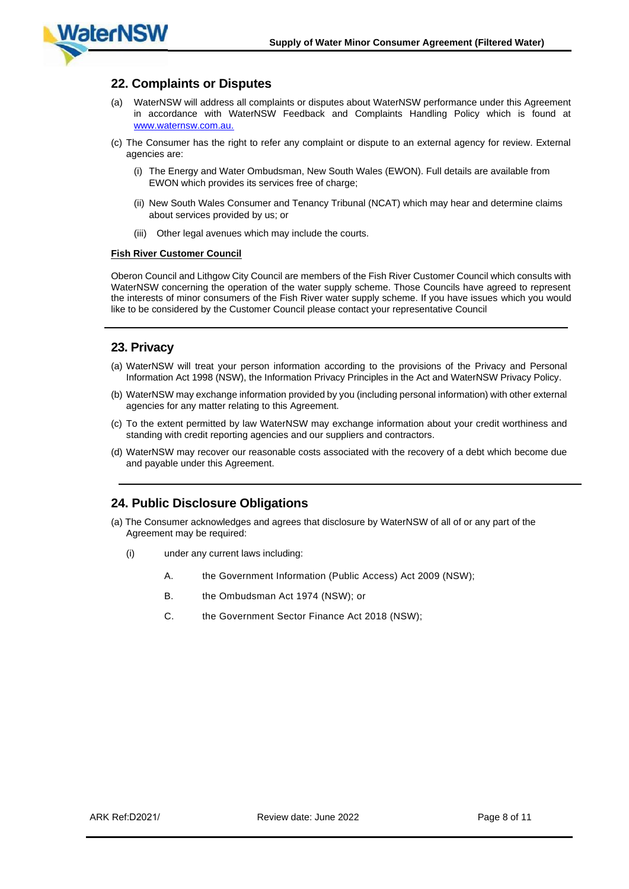## 22. Complaints or Disputes

(a) WaterNSW will address all complaints or disputes about WaterNSW performance under this Agreement in accordance with WaterNSW Feedback and Complaints Handling Policy which is found at [www.waternsw.com.au.](www.waternsw.com.au)

(c) The Consumer has the right to refer any complaint or dispute to an external agency for review. External agencies are:

(i) The Energy and Water Ombudsman, New South Wales (EWON). Full details are available from EWON which provides its services free of charge;

(ii) New South Wales Consumer and Tenancy Tribunal (NCAT) which may hear and determine claims about services provided by us; or

(iii) Other legal avenues which may include the courts.

**Fish River Customer Council**

Oberon Council and Lithgow City Council are members of the Fish River Customer Council which consults with WaterNSW concerning the operation of the water supply scheme. Those Councils have agreed to represent the interests of minor consumers of the Fish River water supply scheme. If you have issues which you would like to be considered by the Customer Council please contact your representative Council

## 23. Privacy

(a) WaterNSW will treat your person information according to the provisions of the Privacy and Personal Information Act 1998 (NSW), the Information Privacy Principles in the Act and WaterNSW Privacy Policy.

(b) WaterNSW may exchange information provided by you (including personal information) with other external agencies for any matter relating to this Agreement.

(c) To the extent permitted by law WaterNSW may exchange information about your credit worthiness and standing with credit reporting agencies and our suppliers and contractors.

(d) WaterNSW may recover our reasonable costs associated with the recovery of a debt which become due and payable under this Agreement.

## 24. Public Disclosure Obligations

(a) The Consumer acknowledges and agrees that disclosure by WaterNSW of all of or any part of the Agreement may be required:

(i) under any current laws including:

A. the Government Information (Public Access) Act 2009 (NSW);

B. the Ombudsman Act 1974 (NSW); or

C. the Government Sector Finance Act 2018 (NSW);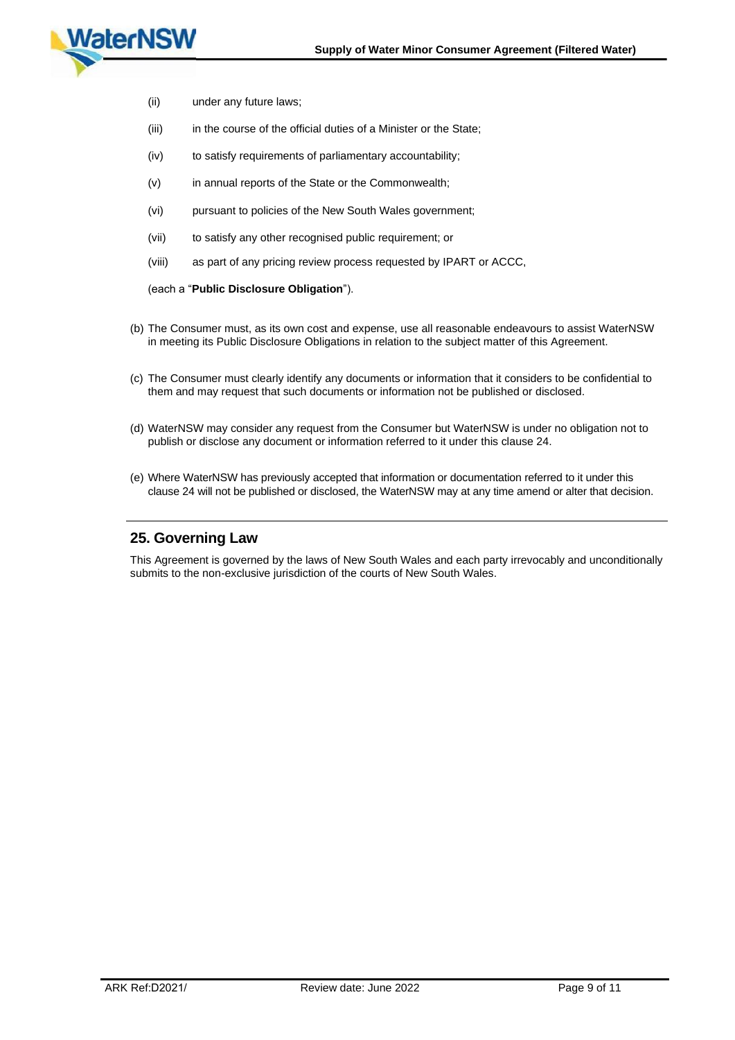(ii) under any future laws;

(iii) in the course of the official duties of a Minister or the State;

(iv) to satisfy requirements of parliamentary accountability;

(v) in annual reports of the State or the Commonwealth;

(vi) pursuant to policies of the New South Wales government;

(vii) to satisfy any other recognised public requirement; or

(viii) as part of any pricing review process requested by IPART or ACCC,

(each a "**Public Disclosure Obligation**").

(b) The Consumer must, as its own cost and expense, use all reasonable endeavours to assist WaterNSW in meeting its Public Disclosure Obligations in relation to the subject matter of this Agreement.

(c) The Consumer must clearly identify any documents or information that it considers to be confidential to them and may request that such documents or information not be published or disclosed.

(d) WaterNSW may consider any request from the Consumer but WaterNSW is under no obligation not to publish or disclose any document or information referred to it under this clause 24.

(e) Where WaterNSW has previously accepted that information or documentation referred to it under this clause 24 will not be published or disclosed, the WaterNSW may at any time amend or alter that decision.

## 25. Governing Law

This Agreement is governed by the laws of New South Wales and each party irrevocably and unconditionally submits to the non-exclusive jurisdiction of the courts of New South Wales.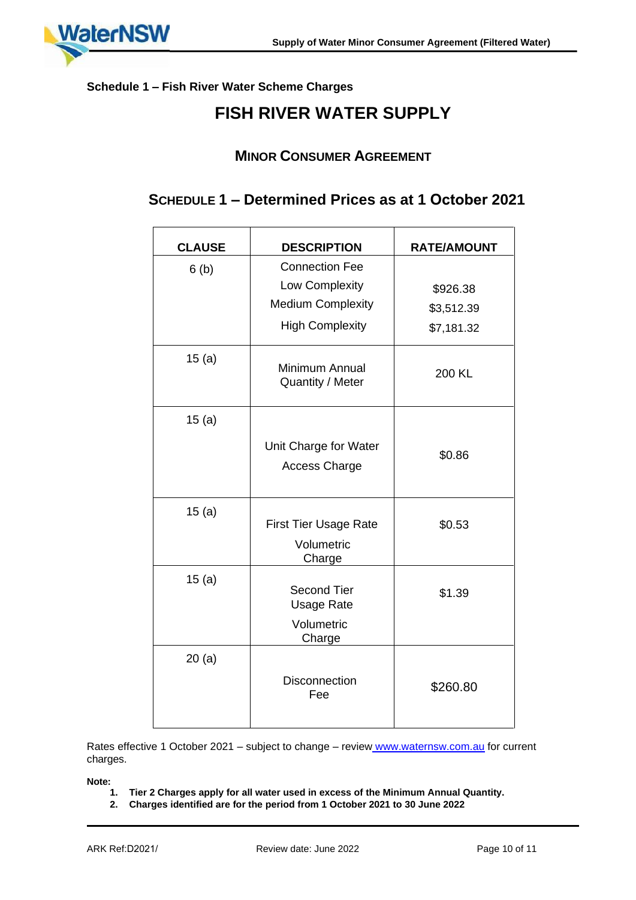**Schedule 1 – Fish River Water Scheme Charges**

# FISH RIVER WATER SUPPLY

## MINOR CONSUMER AGREEMENT

## SCHEDULE 1 – Determined Prices as at 1 October 2021

| CLAUSE | DESCRIPTION | RATE/AMOUNT |
|---|---|---|
| 6 (b) | Connection Fee<br>Low Complexity<br>Medium Complexity<br>High Complexity | <br>$926.38<br>$3,512.39<br>$7,181.32 |
| 15 (a) | Minimum Annual Quantity / Meter | 200 KL |
| 15 (a) | Unit Charge for Water Access Charge | $0.86 |
| 15 (a) | First Tier Usage Rate Volumetric Charge | $0.53 |
| 15 (a) | Second Tier Usage Rate Volumetric Charge | $1.39 |
| 20 (a) | Disconnection Fee | $260.80 |

Rates effective 1 October 2021 – subject to change – review www.waternsw.com.au for current charges.

**Note:**

1. **Tier 2 Charges apply for all water used in excess of the Minimum Annual Quantity.**
2. **Charges identified are for the period from 1 October 2021 to 30 June 2022**

ARK Ref:D2021/ Review date: June 2022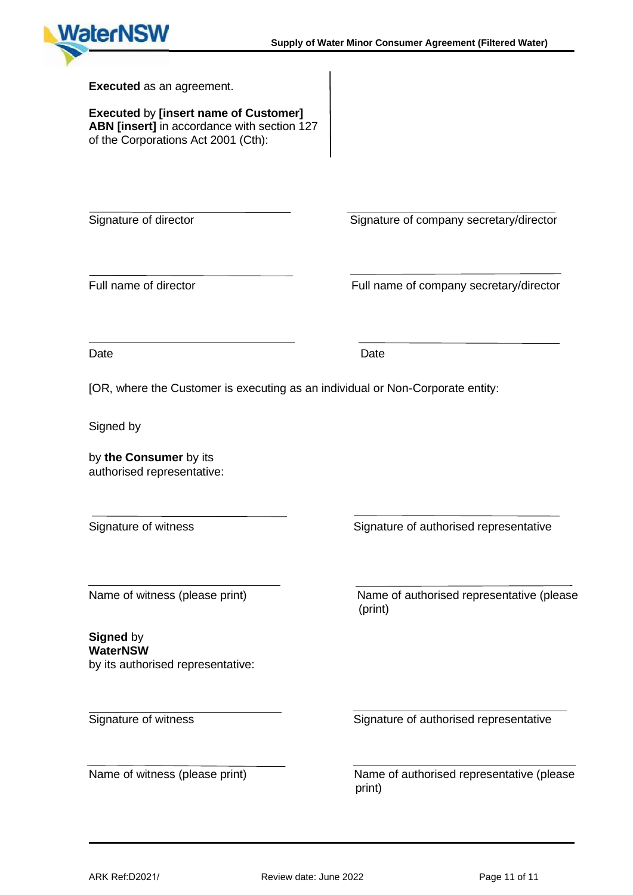**Executed** as an agreement.

**Executed** by **[insert name of Customer] ABN [insert]** in accordance with section 127 of the Corporations Act 2001 (Cth):

| | |
|---|---|
| Signature of director | Signature of company secretary/director |
| Full name of director | Full name of company secretary/director |
| Date | Date |

[OR, where the Customer is executing as an individual or Non-Corporate entity:

Signed by

by **the Consumer** by its authorised representative:

| | |
|---|---|
| Signature of witness | Signature of authorised representative |
| Name of witness (please print) | Name of authorised representative (please (print) |

**Signed** by
**WaterNSW**
by its authorised representative:

| | |
|---|---|
| Signature of witness | Signature of authorised representative |
| Name of witness (please print) | Name of authorised representative (please print) |

ARK Ref:D2021/

Review date: June 2022